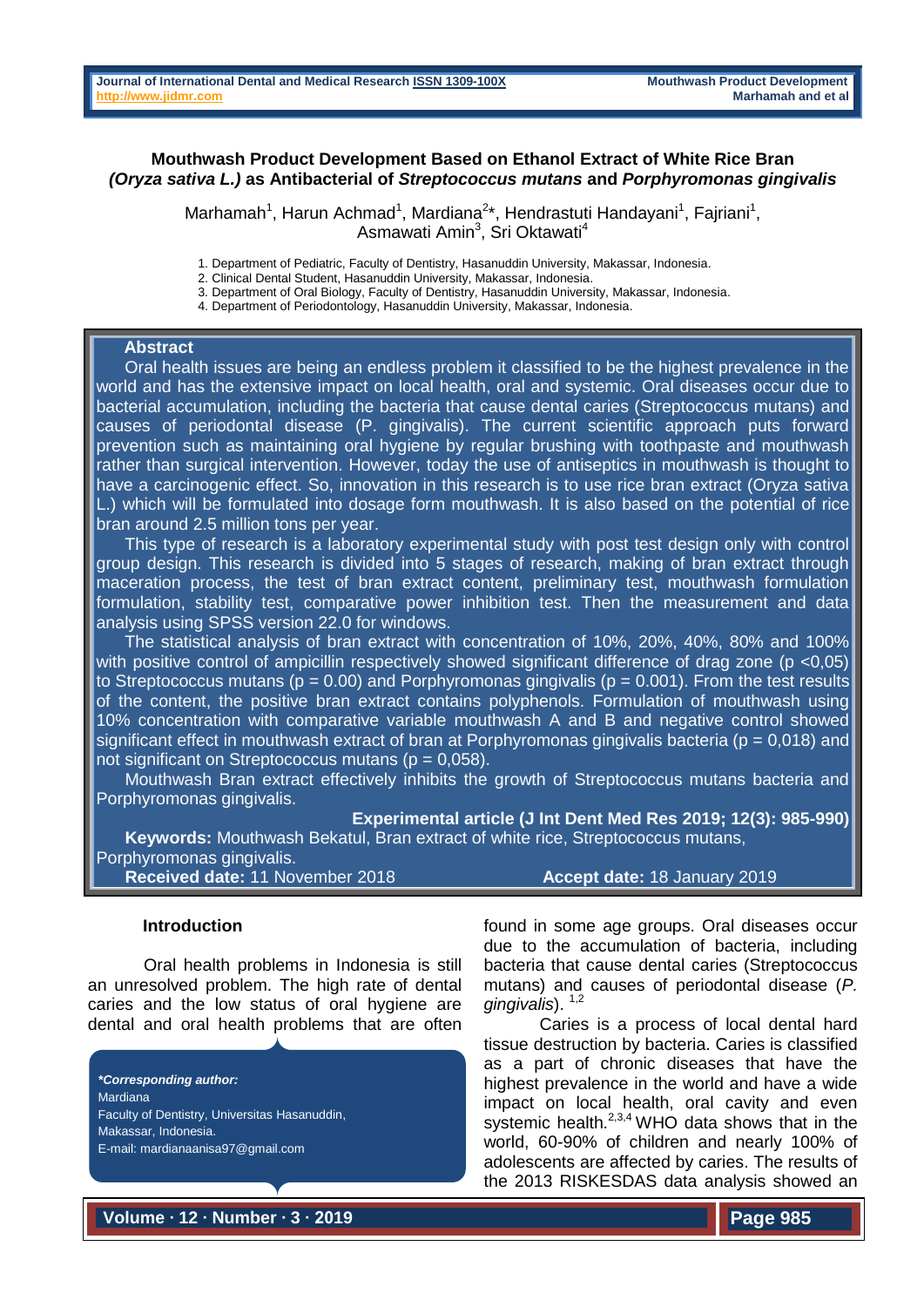# Mouthwash Product Development Based on Ethanol Extract of White Rice Bran *(Oryza sativa L.)* as Antibacterial of *Streptococcus mutans* and *Porphyromonas gingivalis*

Marhamah[1], Harun Achmad[1], Mardiana[2]*, Hendrastuti Handayani[1], Fajriani[1], Asmawati Amin[3], Sri Oktawati[4]

1. Department of Pediatric, Faculty of Dentistry, Hasanuddin University, Makassar, Indonesia.
2. Clinical Dental Student, Hasanuddin University, Makassar, Indonesia.
3. Department of Oral Biology, Faculty of Dentistry, Hasanuddin University, Makassar, Indonesia.
4. Department of Periodontology, Hasanuddin University, Makassar, Indonesia.

## Abstract

Oral health issues are being an endless problem it classified to be the highest prevalence in the world and has the extensive impact on local health, oral and systemic. Oral diseases occur due to bacterial accumulation, including the bacteria that cause dental caries (Streptococcus mutans) and causes of periodontal disease (P. gingivalis). The current scientific approach puts forward prevention such as maintaining oral hygiene by regular brushing with toothpaste and mouthwash rather than surgical intervention. However, today the use of antiseptics in mouthwash is thought to have a carcinogenic effect. So, innovation in this research is to use rice bran extract (Oryza sativa L.) which will be formulated into dosage form mouthwash. It is also based on the potential of rice bran around 2.5 million tons per year.

This type of research is a laboratory experimental study with post test design only with control group design. This research is divided into 5 stages of research, making of bran extract through maceration process, the test of bran extract content, preliminary test, mouthwash formulation formulation, stability test, comparative power inhibition test. Then the measurement and data analysis using SPSS version 22.0 for windows.

The statistical analysis of bran extract with concentration of 10%, 20%, 40%, 80% and 100% with positive control of ampicillin respectively showed significant difference of drag zone ($p < 0{,}05$) to Streptococcus mutans ($p = 0.00$) and Porphyromonas gingivalis ($p = 0.001$). From the test results of the content, the positive bran extract contains polyphenols. Formulation of mouthwash using 10% concentration with comparative variable mouthwash A and B and negative control showed significant effect in mouthwash extract of bran at Porphyromonas gingivalis bacteria ($p = 0{,}018$) and not significant on Streptococcus mutans ($p = 0{,}058$).

Mouthwash Bran extract effectively inhibits the growth of Streptococcus mutans bacteria and Porphyromonas gingivalis.

**Experimental article (J Int Dent Med Res 2019; 12(3): 985-990)**

**Keywords:** Mouthwash Bekatul, Bran extract of white rice, Streptococcus mutans, Porphyromonas gingivalis.

**Received date:** 11 November 2018 **Accept date:** 18 January 2019

## Introduction

Oral health problems in Indonesia is still an unresolved problem. The high rate of dental caries and the low status of oral hygiene are dental and oral health problems that are often found in some age groups. Oral diseases occur due to the accumulation of bacteria, including bacteria that cause dental caries (Streptococcus mutans) and causes of periodontal disease (*P. gingivalis*). [1,2]

Caries is a process of local dental hard tissue destruction by bacteria. Caries is classified as a part of chronic diseases that have the highest prevalence in the world and have a wide impact on local health, oral cavity and even systemic health.[2,3,4] WHO data shows that in the world, 60-90% of children and nearly 100% of adolescents are affected by caries. The results of the 2013 RISKESDAS data analysis showed an

***Corresponding author:***
Mardiana
Faculty of Dentistry, Universitas Hasanuddin,
Makassar, Indonesia.
E-mail: mardianaanisa97@gmail.com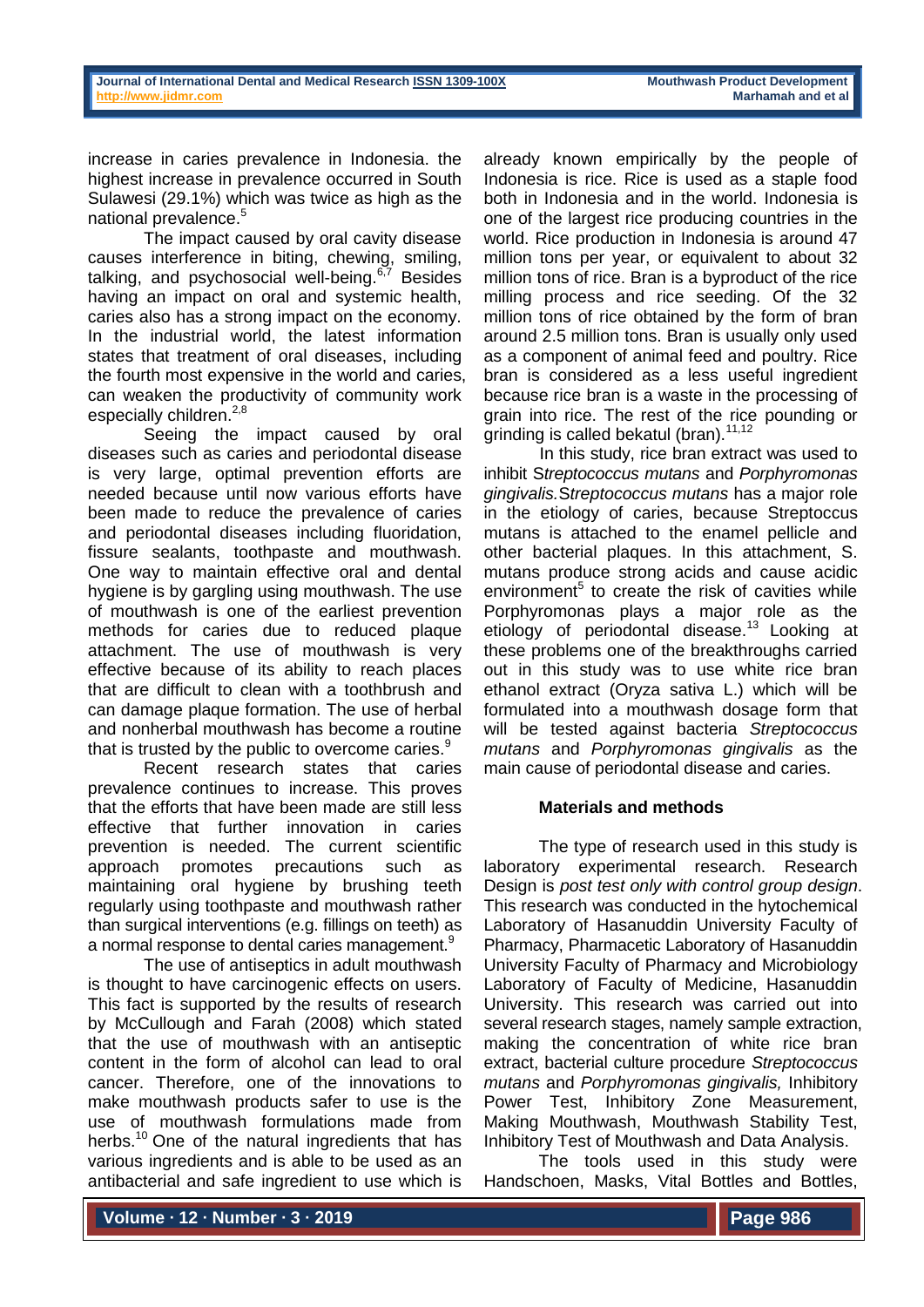increase in caries prevalence in Indonesia. the highest increase in prevalence occurred in South Sulawesi (29.1%) which was twice as high as the national prevalence.[5]

The impact caused by oral cavity disease causes interference in biting, chewing, smiling, talking, and psychosocial well-being.[6,7] Besides having an impact on oral and systemic health, caries also has a strong impact on the economy. In the industrial world, the latest information states that treatment of oral diseases, including the fourth most expensive in the world and caries, can weaken the productivity of community work especially children.[2,8]

Seeing the impact caused by oral diseases such as caries and periodontal disease is very large, optimal prevention efforts are needed because until now various efforts have been made to reduce the prevalence of caries and periodontal diseases including fluoridation, fissure sealants, toothpaste and mouthwash. One way to maintain effective oral and dental hygiene is by gargling using mouthwash. The use of mouthwash is one of the earliest prevention methods for caries due to reduced plaque attachment. The use of mouthwash is very effective because of its ability to reach places that are difficult to clean with a toothbrush and can damage plaque formation. The use of herbal and nonherbal mouthwash has become a routine that is trusted by the public to overcome caries.[9]

Recent research states that caries prevalence continues to increase. This proves that the efforts that have been made are still less effective that further innovation in caries prevention is needed. The current scientific approach promotes precautions such as maintaining oral hygiene by brushing teeth regularly using toothpaste and mouthwash rather than surgical interventions (e.g. fillings on teeth) as a normal response to dental caries management.[9]

The use of antiseptics in adult mouthwash is thought to have carcinogenic effects on users. This fact is supported by the results of research by McCullough and Farah (2008) which stated that the use of mouthwash with an antiseptic content in the form of alcohol can lead to oral cancer. Therefore, one of the innovations to make mouthwash products safer to use is the use of mouthwash formulations made from herbs.[10] One of the natural ingredients that has various ingredients and is able to be used as an antibacterial and safe ingredient to use which is already known empirically by the people of Indonesia is rice. Rice is used as a staple food both in Indonesia and in the world. Indonesia is one of the largest rice producing countries in the world. Rice production in Indonesia is around 47 million tons per year, or equivalent to about 32 million tons of rice. Bran is a byproduct of the rice milling process and rice seeding. Of the 32 million tons of rice obtained by the form of bran around 2.5 million tons. Bran is usually only used as a component of animal feed and poultry. Rice bran is considered as a less useful ingredient because rice bran is a waste in the processing of grain into rice. The rest of the rice pounding or grinding is called bekatul (bran).[11,12]

In this study, rice bran extract was used to inhibit S*treptococcus mutans* and *Porphyromonas gingivalis.*S*treptococcus mutans* has a major role in the etiology of caries, because Streptoccus mutans is attached to the enamel pellicle and other bacterial plaques. In this attachment, S. mutans produce strong acids and cause acidic environment[5] to create the risk of cavities while Porphyromonas plays a major role as the etiology of periodontal disease.[13] Looking at these problems one of the breakthroughs carried out in this study was to use white rice bran ethanol extract (Oryza sativa L.) which will be formulated into a mouthwash dosage form that will be tested against bacteria *Streptococcus mutans* and *Porphyromonas gingivalis* as the main cause of periodontal disease and caries.

## Materials and methods

The type of research used in this study is laboratory experimental research. Research Design is *post test only with control group design*. This research was conducted in the hytochemical Laboratory of Hasanuddin University Faculty of Pharmacy, Pharmacetic Laboratory of Hasanuddin University Faculty of Pharmacy and Microbiology Laboratory of Faculty of Medicine, Hasanuddin University. This research was carried out into several research stages, namely sample extraction, making the concentration of white rice bran extract, bacterial culture procedure *Streptococcus mutans* and *Porphyromonas gingivalis,* Inhibitory Power Test, Inhibitory Zone Measurement, Making Mouthwash, Mouthwash Stability Test, Inhibitory Test of Mouthwash and Data Analysis.

The tools used in this study were Handschoen, Masks, Vital Bottles and Bottles,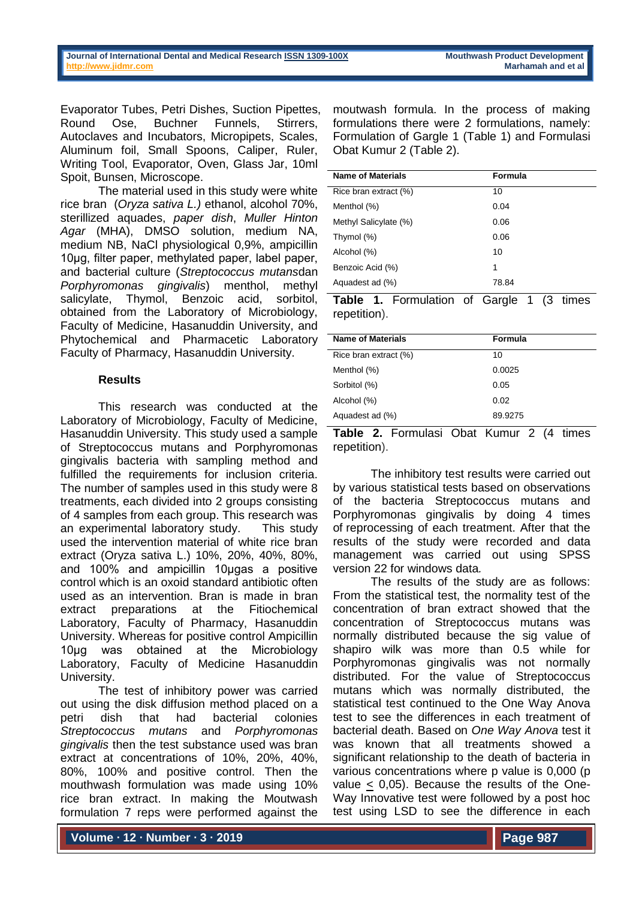Evaporator Tubes, Petri Dishes, Suction Pipettes, Round Ose, Buchner Funnels, Stirrers, Autoclaves and Incubators, Micropipets, Scales, Aluminum foil, Small Spoons, Caliper, Ruler, Writing Tool, Evaporator, Oven, Glass Jar, 10ml Spoit, Bunsen, Microscope.

The material used in this study were white rice bran (*Oryza sativa L.)* ethanol, alcohol 70%, sterillized aquades, *paper dish*, *Muller Hinton Agar* (MHA), DMSO solution, medium NA, medium NB, NaCl physiological 0,9%, ampicillin 10µg, filter paper, methylated paper, label paper, and bacterial culture (*Streptococcus mutans*dan *Porphyromonas gingivalis*) menthol, methyl salicylate, Thymol, Benzoic acid, sorbitol, obtained from the Laboratory of Microbiology, Faculty of Medicine, Hasanuddin University, and Phytochemical and Pharmacetic Laboratory Faculty of Pharmacy, Hasanuddin University.

## Results

This research was conducted at the Laboratory of Microbiology, Faculty of Medicine, Hasanuddin University. This study used a sample of Streptococcus mutans and Porphyromonas gingivalis bacteria with sampling method and fulfilled the requirements for inclusion criteria. The number of samples used in this study were 8 treatments, each divided into 2 groups consisting of 4 samples from each group. This research was an experimental laboratory study. This study used the intervention material of white rice bran extract (Oryza sativa L.) 10%, 20%, 40%, 80%, and 100% and ampicillin 10µgas a positive control which is an oxoid standard antibiotic often used as an intervention. Bran is made in bran extract preparations at the Fitiochemical Laboratory, Faculty of Pharmacy, Hasanuddin University. Whereas for positive control Ampicillin 10µg was obtained at the Microbiology Laboratory, Faculty of Medicine Hasanuddin University.

The test of inhibitory power was carried out using the disk diffusion method placed on a petri dish that had bacterial colonies *Streptococcus mutans* and *Porphyromonas gingivalis* then the test substance used was bran extract at concentrations of 10%, 20%, 40%, 80%, 100% and positive control. Then the mouthwash formulation was made using 10% rice bran extract. In making the Moutwash formulation 7 reps were performed against the moutwash formula. In the process of making formulations there were 2 formulations, namely: Formulation of Gargle 1 (Table 1) and Formulasi Obat Kumur 2 (Table 2).

| Name of Materials | Formula |
|---|---|
| Rice bran extract (%) | 10 |
| Menthol (%) | 0.04 |
| Methyl Salicylate (%) | 0.06 |
| Thymol (%) | 0.06 |
| Alcohol (%) | 10 |
| Benzoic Acid (%) | 1 |
| Aquadest ad (%) | 78.84 |

**Table 1.** Formulation of Gargle 1 (3 times repetition).

| Name of Materials | Formula |
|---|---|
| Rice bran extract (%) | 10 |
| Menthol (%) | 0.0025 |
| Sorbitol (%) | 0.05 |
| Alcohol (%) | 0.02 |
| Aquadest ad (%) | 89.9275 |

**Table 2.** Formulasi Obat Kumur 2 (4 times repetition).

The inhibitory test results were carried out by various statistical tests based on observations of the bacteria Streptococcus mutans and Porphyromonas gingivalis by doing 4 times of reprocessing of each treatment. After that the results of the study were recorded and data management was carried out using SPSS version 22 for windows data.

The results of the study are as follows: From the statistical test, the normality test of the concentration of bran extract showed that the concentration of Streptococcus mutans was normally distributed because the sig value of shapiro wilk was more than 0.5 while for Porphyromonas gingivalis was not normally distributed. For the value of Streptococcus mutans which was normally distributed, the statistical test continued to the One Way Anova test to see the differences in each treatment of bacterial death. Based on *One Way Anova* test it was known that all treatments showed a significant relationship to the death of bacteria in various concentrations where p value is 0,000 (p value $\leq$ 0,05). Because the results of the One-Way Innovative test were followed by a post hoc test using LSD to see the difference in each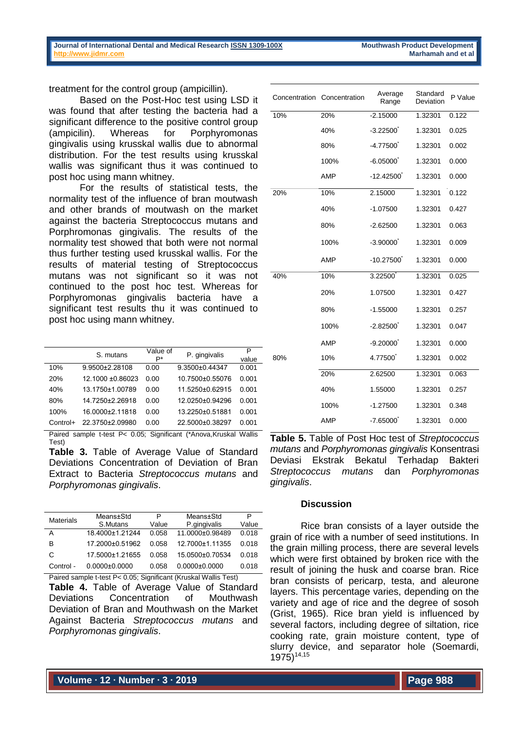treatment for the control group (ampicillin).

Based on the Post-Hoc test using LSD it was found that after testing the bacteria had a significant difference to the positive control group (ampicilin). Whereas for Porphyromonas gingivalis using krusskal wallis due to abnormal distribution. For the test results using krusskal wallis was significant thus it was continued to post hoc using mann whitney.

For the results of statistical tests, the normality test of the influence of bran moutwash and other brands of moutwash on the market against the bacteria Streptococcus mutans and Porphromonas gingivalis. The results of the normality test showed that both were not normal thus further testing used krusskal wallis. For the results of material testing of Streptococcus mutans was not significant so it was not continued to the post hoc test. Whereas for Porphyromonas gingivalis bacteria have a significant test results thu it was continued to post hoc using mann whitney.

| | S. mutans | Value of P* | P. gingivalis | P value |
|---|---|---|---|---|
| 10% | 9.9500±2.28108 | 0.00 | 9.3500±0.44347 | 0.001 |
| 20% | 12.1000 ±0.86023 | 0.00 | 10.7500±0.55076 | 0.001 |
| 40% | 13.1750±1.00789 | 0.00 | 11.5250±0.62915 | 0.001 |
| 80% | 14.7250±2.26918 | 0.00 | 12.0250±0.94296 | 0.001 |
| 100% | 16.0000±2.11818 | 0.00 | 13.2250±0.51881 | 0.001 |
| Control+ | 22.3750±2.09980 | 0.00 | 22.5000±0.38297 | 0.001 |

Paired sample t-test P< 0.05; Significant (*Anova,Kruskal Wallis Test)

**Table 3.** Table of Average Value of Standard Deviations Concentration of Deviation of Bran Extract to Bacteria *Streptococcus mutans* and *Porphyromonas gingivalis*.

| Materials | Means±Std S.Mutans | P Value | Means±Std P.gingivalis | P Value |
|---|---|---|---|---|
| A | 18.4000±1.21244 | 0.058 | 11.0000±0.98489 | 0.018 |
| B | 17.2000±0.51962 | 0.058 | 12.7000±1.11355 | 0.018 |
| C | 17.5000±1.21655 | 0.058 | 15.0500±0.70534 | 0.018 |
| Control - | 0.0000±0.0000 | 0.058 | 0.0000±0.0000 | 0.018 |

Paired sample t-test P< 0.05; Significant (Kruskal Wallis Test)

**Table 4.** Table of Average Value of Standard Deviations Concentration of Mouthwash Deviation of Bran and Mouthwash on the Market Against Bacteria *Streptococcus mutans* and *Porphyromonas gingivalis*.

| Concentration | Concentration | Average Range | Standard Deviation | P Value |
|---|---|---|---|---|
| 10% | 20% | -2.15000 | 1.32301 | 0.122 |
| | 40% | -3.22500* | 1.32301 | 0.025 |
| | 80% | -4.77500* | 1.32301 | 0.002 |
| | 100% | -6.05000* | 1.32301 | 0.000 |
| | AMP | -12.42500* | 1.32301 | 0.000 |
| 20% | 10% | 2.15000 | 1.32301 | 0.122 |
| | 40% | -1.07500 | 1.32301 | 0.427 |
| | 80% | -2.62500 | 1.32301 | 0.063 |
| | 100% | -3.90000* | 1.32301 | 0.009 |
| | AMP | -10.27500* | 1.32301 | 0.000 |
| 40% | 10% | 3.22500* | 1.32301 | 0.025 |
| | 20% | 1.07500 | 1.32301 | 0.427 |
| | 80% | -1.55000 | 1.32301 | 0.257 |
| | 100% | -2.82500* | 1.32301 | 0.047 |
| | AMP | -9.20000* | 1.32301 | 0.000 |
| 80% | 10% | 4.77500* | 1.32301 | 0.002 |
| | 20% | 2.62500 | 1.32301 | 0.063 |
| | 40% | 1.55000 | 1.32301 | 0.257 |
| | 100% | -1.27500 | 1.32301 | 0.348 |
| | AMP | -7.65000* | 1.32301 | 0.000 |

**Table 5.** Table of Post Hoc test of *Streptococcus mutans* and *Porphyromonas gingivalis* Konsentrasi Deviasi Ekstrak Bekatul Terhadap Bakteri *Streptococcus mutans* dan *Porphyromonas gingivalis*.

## Discussion

Rice bran consists of a layer outside the grain of rice with a number of seed institutions. In the grain milling process, there are several levels which were first obtained by broken rice with the result of joining the husk and coarse bran. Rice bran consists of pericarp, testa, and aleurone layers. This percentage varies, depending on the variety and age of rice and the degree of sosoh (Grist, 1965). Rice bran yield is influenced by several factors, including degree of siltation, rice cooking rate, grain moisture content, type of slurry device, and separator hole (Soemardi, 1975)[14,15]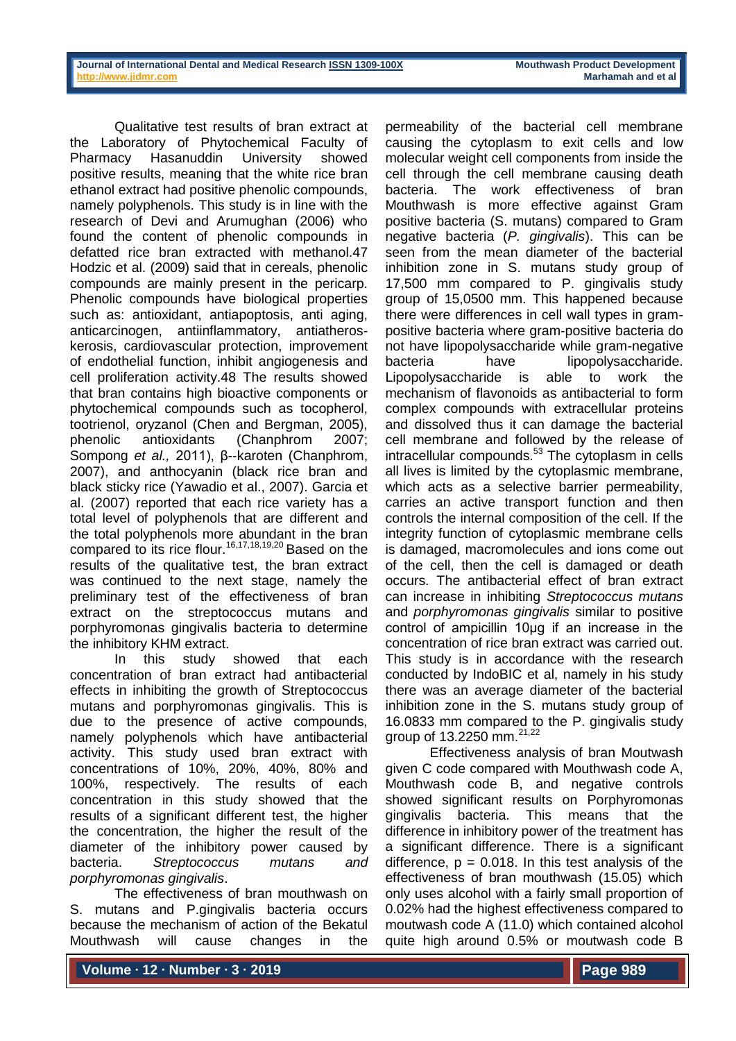Qualitative test results of bran extract at the Laboratory of Phytochemical Faculty of Pharmacy Hasanuddin University showed positive results, meaning that the white rice bran ethanol extract had positive phenolic compounds, namely polyphenols. This study is in line with the research of Devi and Arumughan (2006) who found the content of phenolic compounds in defatted rice bran extracted with methanol.47 Hodzic et al. (2009) said that in cereals, phenolic compounds are mainly present in the pericarp. Phenolic compounds have biological properties such as: antioxidant, antiapoptosis, anti aging, anticarcinogen, antiinflammatory, antiatheroskerosis, cardiovascular protection, improvement of endothelial function, inhibit angiogenesis and cell proliferation activity.48 The results showed that bran contains high bioactive components or phytochemical compounds such as tocopherol, tootrienol, oryzanol (Chen and Bergman, 2005), phenolic antioxidants (Chanphrom 2007; Sompong *et al.,* 2011), β--karoten (Chanphrom, 2007), and anthocyanin (black rice bran and black sticky rice (Yawadio et al., 2007). Garcia et al. (2007) reported that each rice variety has a total level of polyphenols that are different and the total polyphenols more abundant in the bran compared to its rice flour.[16,17,18,19,20] Based on the results of the qualitative test, the bran extract was continued to the next stage, namely the preliminary test of the effectiveness of bran extract on the streptococcus mutans and porphyromonas gingivalis bacteria to determine the inhibitory KHM extract.

In this study showed that each concentration of bran extract had antibacterial effects in inhibiting the growth of Streptococcus mutans and porphyromonas gingivalis. This is due to the presence of active compounds, namely polyphenols which have antibacterial activity. This study used bran extract with concentrations of 10%, 20%, 40%, 80% and 100%, respectively. The results of each concentration in this study showed that the results of a significant different test, the higher the concentration, the higher the result of the diameter of the inhibitory power caused by bacteria. *Streptococcus mutans and porphyromonas gingivalis*.

The effectiveness of bran mouthwash on S. mutans and P.gingivalis bacteria occurs because the mechanism of action of the Bekatul Mouthwash will cause changes in the permeability of the bacterial cell membrane causing the cytoplasm to exit cells and low molecular weight cell components from inside the cell through the cell membrane causing death bacteria. The work effectiveness of bran Mouthwash is more effective against Gram positive bacteria (S. mutans) compared to Gram negative bacteria (*P. gingivalis*). This can be seen from the mean diameter of the bacterial inhibition zone in S. mutans study group of 17,500 mm compared to P. gingivalis study group of 15,0500 mm. This happened because there were differences in cell wall types in gram-positive bacteria where gram-positive bacteria do not have lipopolysaccharide while gram-negative bacteria have lipopolysaccharide. Lipopolysaccharide is able to work the mechanism of flavonoids as antibacterial to form complex compounds with extracellular proteins and dissolved thus it can damage the bacterial cell membrane and followed by the release of intracellular compounds.[53] The cytoplasm in cells all lives is limited by the cytoplasmic membrane, which acts as a selective barrier permeability, carries an active transport function and then controls the internal composition of the cell. If the integrity function of cytoplasmic membrane cells is damaged, macromolecules and ions come out of the cell, then the cell is damaged or death occurs. The antibacterial effect of bran extract can increase in inhibiting *Streptococcus mutans* and *porphyromonas gingivalis* similar to positive control of ampicillin 10µg if an increase in the concentration of rice bran extract was carried out. This study is in accordance with the research conducted by IndoBIC et al, namely in his study there was an average diameter of the bacterial inhibition zone in the S. mutans study group of 16.0833 mm compared to the P. gingivalis study group of 13.2250 mm.[21,22]

Effectiveness analysis of bran Moutwash given C code compared with Mouthwash code A, Mouthwash code B, and negative controls showed significant results on Porphyromonas gingivalis bacteria. This means that the difference in inhibitory power of the treatment has a significant difference. There is a significant difference, $p = 0.018$. In this test analysis of the effectiveness of bran mouthwash (15.05) which only uses alcohol with a fairly small proportion of 0.02% had the highest effectiveness compared to moutwash code A (11.0) which contained alcohol quite high around 0.5% or moutwash code B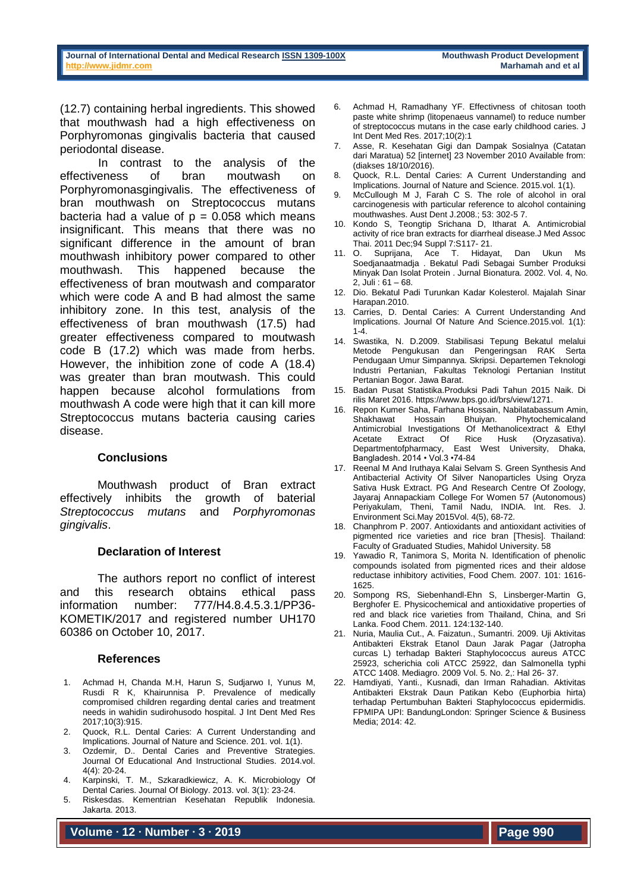(12.7) containing herbal ingredients. This showed that mouthwash had a high effectiveness on Porphyromonas gingivalis bacteria that caused periodontal disease.

In contrast to the analysis of the effectiveness of bran moutwash on Porphyromonasgingivalis. The effectiveness of bran mouthwash on Streptococcus mutans bacteria had a value of $p = 0.058$ which means insignificant. This means that there was no significant difference in the amount of bran mouthwash inhibitory power compared to other mouthwash. This happened because the effectiveness of bran moutwash and comparator which were code A and B had almost the same inhibitory zone. In this test, analysis of the effectiveness of bran mouthwash (17.5) had greater effectiveness compared to moutwash code B (17.2) which was made from herbs. However, the inhibition zone of code A (18.4) was greater than bran moutwash. This could happen because alcohol formulations from mouthwash A code were high that it can kill more Streptococcus mutans bacteria causing caries disease.

## Conclusions

Mouthwash product of Bran extract effectively inhibits the growth of baterial *Streptococcus mutans* and *Porphyromonas gingivalis*.

## Declaration of Interest

The authors report no conflict of interest and this research obtains ethical pass information number: 777/H4.8.4.5.3.1/PP36-KOMETIK/2017 and registered number UH170 60386 on October 10, 2017.

## References

1. Achmad H, Chanda M.H, Harun S, Sudjarwo I, Yunus M, Rusdi R K, Khairunnisa P. Prevalence of medically compromised children regarding dental caries and treatment needs in wahidin sudirohusodo hospital. J Int Dent Med Res 2017;10(3):915.
2. Quock, R.L. Dental Caries: A Current Understanding and Implications. Journal of Nature and Science. 201. vol. 1(1).
3. Ozdemir, D.. Dental Caries and Preventive Strategies. Journal Of Educational And Instructional Studies. 2014.vol. 4(4): 20-24.
4. Karpinski, T. M., Szkaradkiewicz, A. K. Microbiology Of Dental Caries. Journal Of Biology. 2013. vol. 3(1): 23-24.
5. Riskesdas. Kementrian Kesehatan Republik Indonesia. Jakarta. 2013.
6. Achmad H, Ramadhany YF. Effectivness of chitosan tooth paste white shrimp (litopenaeus vannamel) to reduce number of streptococcus mutans in the case early childhood caries. J Int Dent Med Res. 2017;10(2):1
7. Asse, R. Kesehatan Gigi dan Dampak Sosialnya (Catatan dari Maratua) 52 [internet] 23 November 2010 Available from: (diakses 18/10/2016).
8. Quock, R.L. Dental Caries: A Current Understanding and Implications. Journal of Nature and Science. 2015.vol. 1(1).
9. McCullough M J, Farah C S. The role of alcohol in oral carcinogenesis with particular reference to alcohol containing mouthwashes. Aust Dent J.2008.; 53: 302-5 7.
10. Kondo S, Teongtip Srichana D, Itharat A. Antimicrobial activity of rice bran extracts for diarrheal disease.J Med Assoc Thai. 2011 Dec;94 Suppl 7:S117- 21.
11. O. Suprijana, Ace T. Hidayat, Dan Ukun Ms Soedjanaatmadja . Bekatul Padi Sebagai Sumber Produksi Minyak Dan Isolat Protein . Jurnal Bionatura. 2002. Vol. 4, No. 2, Juli : 61 – 68.
12. Dio. Bekatul Padi Turunkan Kadar Kolesterol. Majalah Sinar Harapan.2010.
13. Carries, D. Dental Caries: A Current Understanding And Implications. Journal Of Nature And Science.2015.vol. 1(1): 1-4.
14. Swastika, N. D.2009. Stabilisasi Tepung Bekatul melalui Metode Pengukusan dan Pengeringsan RAK Serta Pendugaan Umur Simpannya. Skripsi. Departemen Teknologi Industri Pertanian, Fakultas Teknologi Pertanian Institut Pertanian Bogor. Jawa Barat.
15. Badan Pusat Statistika.Produksi Padi Tahun 2015 Naik. Di rilis Maret 2016. https://www.bps.go.id/brs/view/1271.
16. Repon Kumer Saha, Farhana Hossain, Nabilatabassum Amin, Shakhawat Hossain Bhuiyan. Phytochemicaland Antimicrobial Investigations Of Methanolicextract & Ethyl Acetate Extract Of Rice Husk (Oryzasativa). Departmentofpharmacy, East West University, Dhaka, Bangladesh. 2014 • Vol.3 •74-84
17. Reenal M And Iruthaya Kalai Selvam S. Green Synthesis And Antibacterial Activity Of Silver Nanoparticles Using Oryza Sativa Husk Extract. PG And Research Centre Of Zoology, Jayaraj Annapackiam College For Women 57 (Autonomous) Periyakulam, Theni, Tamil Nadu, INDIA. Int. Res. J. Environment Sci.May 2015Vol. 4(5), 68-72.
18. Chanphrom P. 2007. Antioxidants and antioxidant activities of pigmented rice varieties and rice bran [Thesis]. Thailand: Faculty of Graduated Studies, Mahidol University. 58
19. Yawadio R, Tanimora S, Morita N. Identification of phenolic compounds isolated from pigmented rices and their aldose reductase inhibitory activities, Food Chem. 2007. 101: 1616-1625.
20. Sompong RS, Siebenhandl-Ehn S, Linsberger-Martin G, Berghofer E. Physicochemical and antioxidative properties of red and black rice varieties from Thailand, China, and Sri Lanka. Food Chem. 2011. 124:132-140.
21. Nuria, Maulia Cut., A. Faizatun., Sumantri. 2009. Uji Aktivitas Antibakteri Ekstrak Etanol Daun Jarak Pagar (Jatropha curcas L) terhadap Bakteri Staphylococcus aureus ATCC 25923, scherichia coli ATCC 25922, dan Salmonella typhi ATCC 1408. Mediagro. 2009 Vol. 5. No. 2,: Hal 26- 37.
22. Hamdiyati, Yanti., Kusnadi, dan Irman Rahadian. Aktivitas Antibakteri Ekstrak Daun Patikan Kebo (Euphorbia hirta) terhadap Pertumbuhan Bakteri Staphylococcus epidermidis. FPMIPA UPI: BandungLondon: Springer Science & Business Media; 2014: 42.